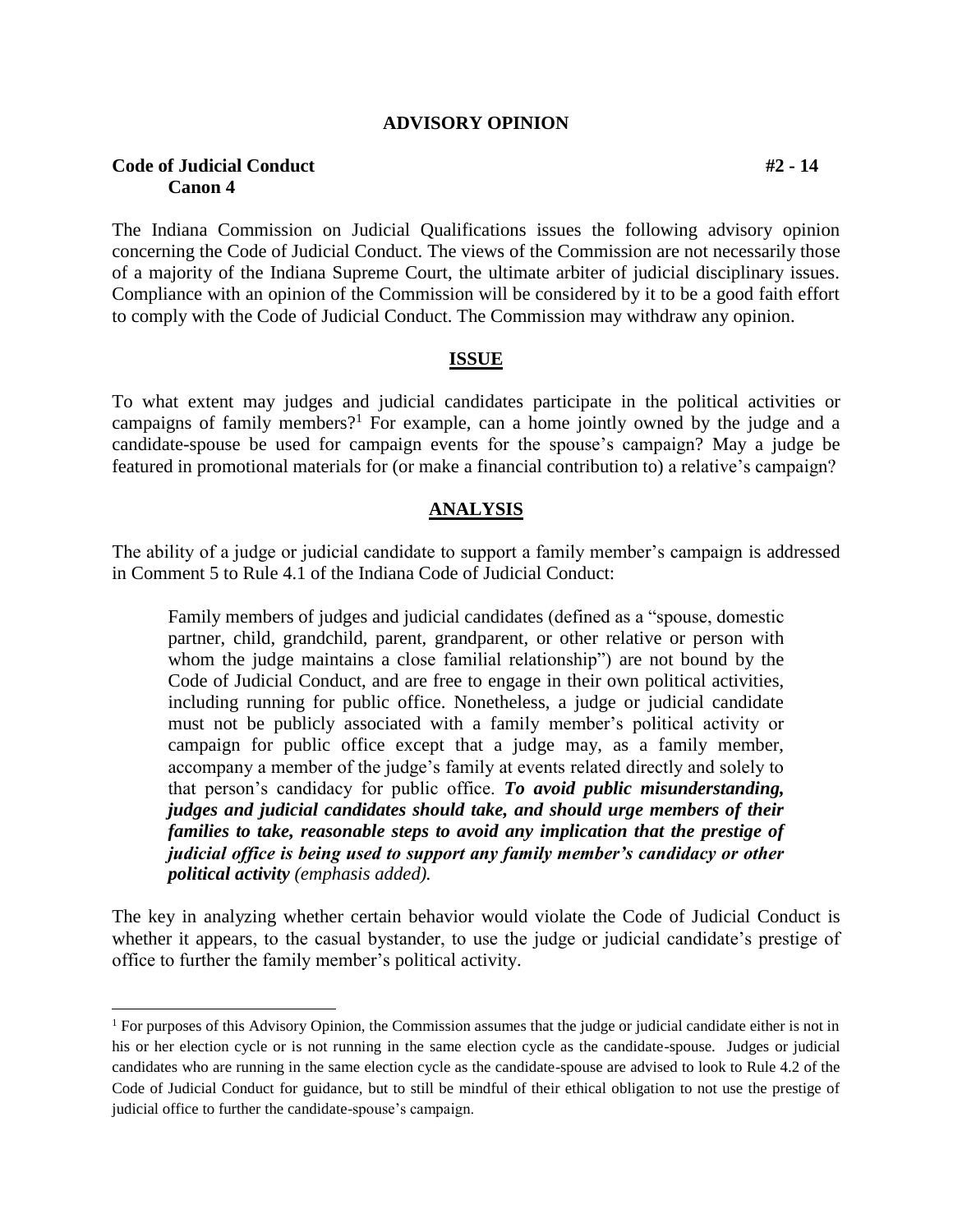**ADVISORY OPINION**

**Code of Judicial Conduct** **#2 - 14**
**Canon 4**

The Indiana Commission on Judicial Qualifications issues the following advisory opinion concerning the Code of Judicial Conduct. The views of the Commission are not necessarily those of a majority of the Indiana Supreme Court, the ultimate arbiter of judicial disciplinary issues. Compliance with an opinion of the Commission will be considered by it to be a good faith effort to comply with the Code of Judicial Conduct. The Commission may withdraw any opinion.

## ISSUE

To what extent may judges and judicial candidates participate in the political activities or campaigns of family members?[1] For example, can a home jointly owned by the judge and a candidate-spouse be used for campaign events for the spouse's campaign? May a judge be featured in promotional materials for (or make a financial contribution to) a relative's campaign?

## ANALYSIS

The ability of a judge or judicial candidate to support a family member's campaign is addressed in Comment 5 to Rule 4.1 of the Indiana Code of Judicial Conduct:

> Family members of judges and judicial candidates (defined as a "spouse, domestic partner, child, grandchild, parent, grandparent, or other relative or person with whom the judge maintains a close familial relationship") are not bound by the Code of Judicial Conduct, and are free to engage in their own political activities, including running for public office. Nonetheless, a judge or judicial candidate must not be publicly associated with a family member's political activity or campaign for public office except that a judge may, as a family member, accompany a member of the judge's family at events related directly and solely to that person's candidacy for public office. ***To avoid public misunderstanding, judges and judicial candidates should take, and should urge members of their families to take, reasonable steps to avoid any implication that the prestige of judicial office is being used to support any family member's candidacy or other political activity*** *(emphasis added).*

The key in analyzing whether certain behavior would violate the Code of Judicial Conduct is whether it appears, to the casual bystander, to use the judge or judicial candidate's prestige of office to further the family member's political activity.

---

[1] For purposes of this Advisory Opinion, the Commission assumes that the judge or judicial candidate either is not in his or her election cycle or is not running in the same election cycle as the candidate-spouse. Judges or judicial candidates who are running in the same election cycle as the candidate-spouse are advised to look to Rule 4.2 of the Code of Judicial Conduct for guidance, but to still be mindful of their ethical obligation to not use the prestige of judicial office to further the candidate-spouse's campaign.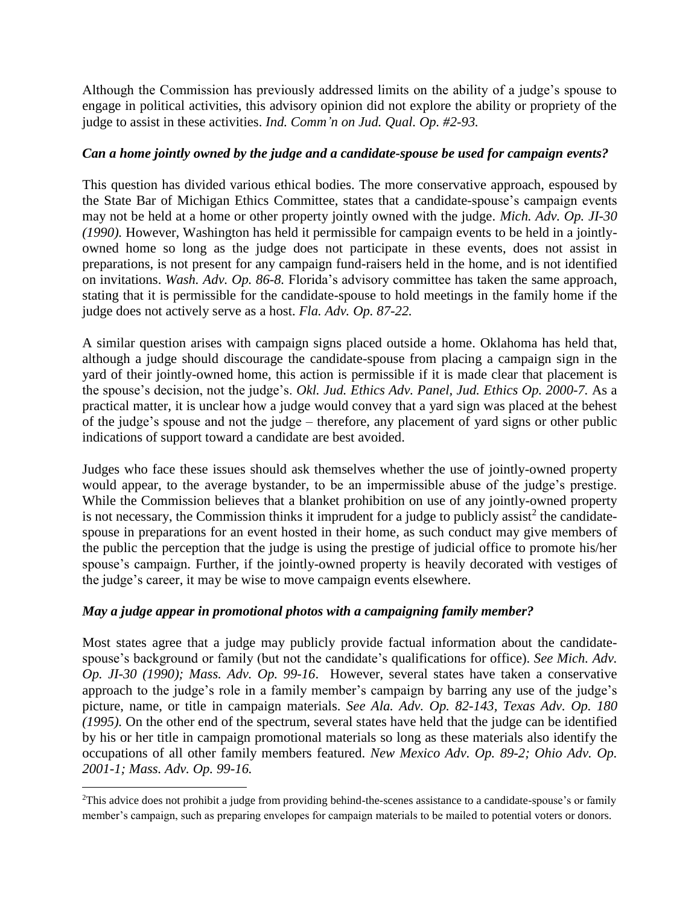Although the Commission has previously addressed limits on the ability of a judge's spouse to engage in political activities, this advisory opinion did not explore the ability or propriety of the judge to assist in these activities. *Ind. Comm'n on Jud. Qual. Op. #2-93.*

***Can a home jointly owned by the judge and a candidate-spouse be used for campaign events?***

This question has divided various ethical bodies. The more conservative approach, espoused by the State Bar of Michigan Ethics Committee, states that a candidate-spouse's campaign events may not be held at a home or other property jointly owned with the judge. *Mich. Adv. Op. JI-30 (1990).* However, Washington has held it permissible for campaign events to be held in a jointly-owned home so long as the judge does not participate in these events, does not assist in preparations, is not present for any campaign fund-raisers held in the home, and is not identified on invitations. *Wash. Adv. Op. 86-8.* Florida's advisory committee has taken the same approach, stating that it is permissible for the candidate-spouse to hold meetings in the family home if the judge does not actively serve as a host. *Fla. Adv. Op. 87-22.*

A similar question arises with campaign signs placed outside a home. Oklahoma has held that, although a judge should discourage the candidate-spouse from placing a campaign sign in the yard of their jointly-owned home, this action is permissible if it is made clear that placement is the spouse's decision, not the judge's. *Okl. Jud. Ethics Adv. Panel, Jud. Ethics Op. 2000-7.* As a practical matter, it is unclear how a judge would convey that a yard sign was placed at the behest of the judge's spouse and not the judge – therefore, any placement of yard signs or other public indications of support toward a candidate are best avoided.

Judges who face these issues should ask themselves whether the use of jointly-owned property would appear, to the average bystander, to be an impermissible abuse of the judge's prestige. While the Commission believes that a blanket prohibition on use of any jointly-owned property is not necessary, the Commission thinks it imprudent for a judge to publicly assist[2] the candidate-spouse in preparations for an event hosted in their home, as such conduct may give members of the public the perception that the judge is using the prestige of judicial office to promote his/her spouse's campaign. Further, if the jointly-owned property is heavily decorated with vestiges of the judge's career, it may be wise to move campaign events elsewhere.

***May a judge appear in promotional photos with a campaigning family member?***

Most states agree that a judge may publicly provide factual information about the candidate-spouse's background or family (but not the candidate's qualifications for office). *See Mich. Adv. Op. JI-30 (1990); Mass. Adv. Op. 99-16*. However, several states have taken a conservative approach to the judge's role in a family member's campaign by barring any use of the judge's picture, name, or title in campaign materials. *See Ala. Adv. Op. 82-143, Texas Adv. Op. 180 (1995).* On the other end of the spectrum, several states have held that the judge can be identified by his or her title in campaign promotional materials so long as these materials also identify the occupations of all other family members featured. *New Mexico Adv. Op. 89-2; Ohio Adv. Op. 2001-1; Mass. Adv. Op. 99-16.*

---

[2] This advice does not prohibit a judge from providing behind-the-scenes assistance to a candidate-spouse's or family member's campaign, such as preparing envelopes for campaign materials to be mailed to potential voters or donors.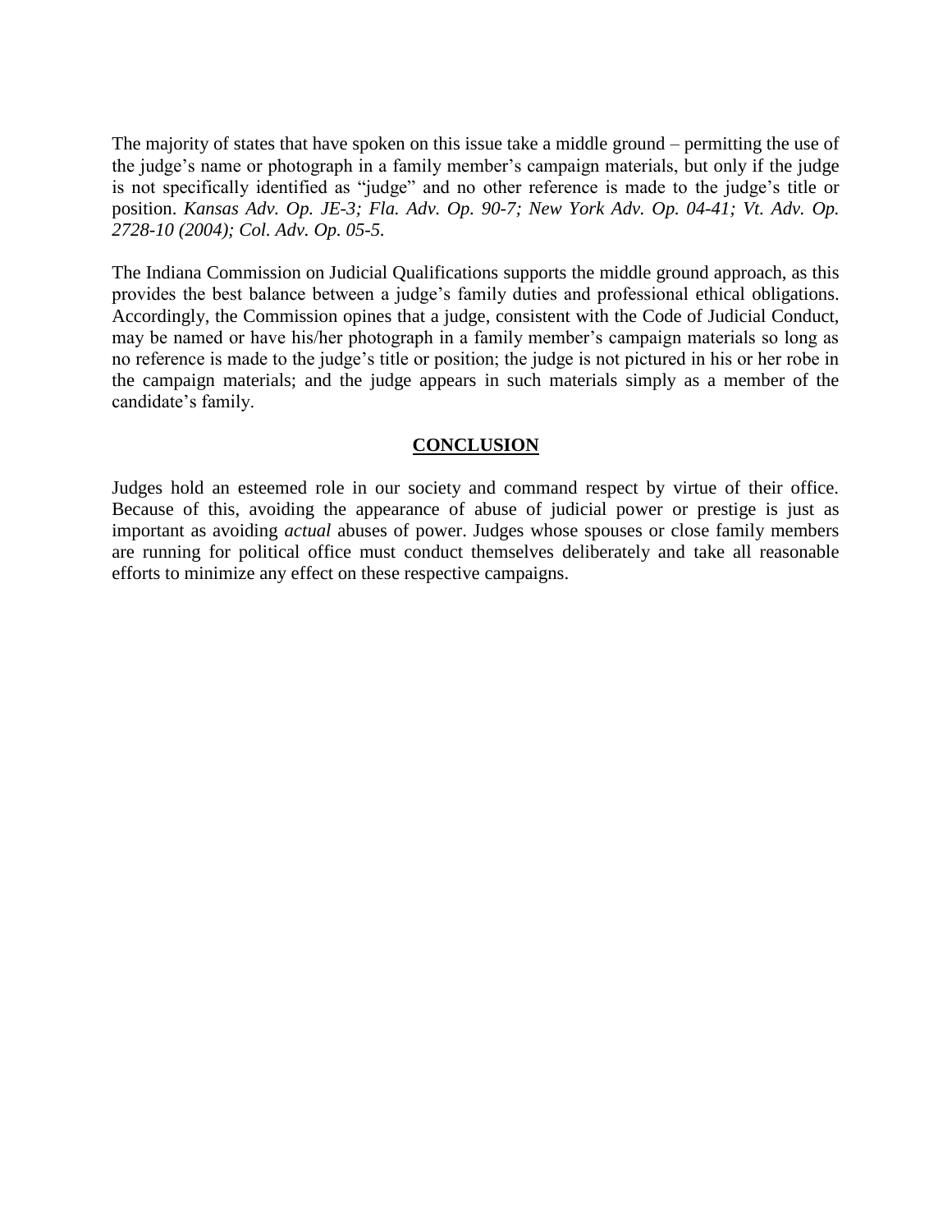The majority of states that have spoken on this issue take a middle ground – permitting the use of the judge's name or photograph in a family member's campaign materials, but only if the judge is not specifically identified as "judge" and no other reference is made to the judge's title or position. *Kansas Adv. Op. JE-3; Fla. Adv. Op. 90-7; New York Adv. Op. 04-41; Vt. Adv. Op. 2728-10 (2004); Col. Adv. Op. 05-5.*

The Indiana Commission on Judicial Qualifications supports the middle ground approach, as this provides the best balance between a judge's family duties and professional ethical obligations. Accordingly, the Commission opines that a judge, consistent with the Code of Judicial Conduct, may be named or have his/her photograph in a family member's campaign materials so long as no reference is made to the judge's title or position; the judge is not pictured in his or her robe in the campaign materials; and the judge appears in such materials simply as a member of the candidate's family.

## CONCLUSION

Judges hold an esteemed role in our society and command respect by virtue of their office. Because of this, avoiding the appearance of abuse of judicial power or prestige is just as important as avoiding *actual* abuses of power. Judges whose spouses or close family members are running for political office must conduct themselves deliberately and take all reasonable efforts to minimize any effect on these respective campaigns.